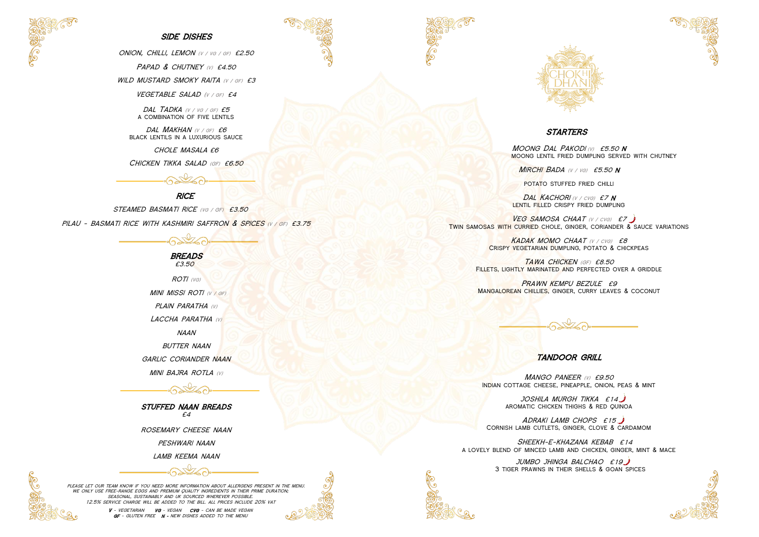## SIDE DISHES

*ONION, CHILLI, LEMON* (V / VG / GF) £2.50

*PAPAD & CHUTNEY* (V) £4.50

*WILD MUSTARD SMOKY RAITA* (V / GF) £3

*VEGETABLE SALAD* (V / GF) £4

*DAL TADKA* (V / VG / GF) £5
A COMBINATION OF FIVE LENTILS

*DAL MAKHAN* (V / GF) £6
BLACK LENTILS IN A LUXURIOUS SAUCE

*CHOLE MASALA* £6

*CHICKEN TIKKA SALAD* (GF) £6.50

## RICE

*STEAMED BASMATI RICE* (VG / GF) £3.50

*PILAU - BASMATI RICE WITH KASHMIRI SAFFRON & SPICES* (V / GF) £3.75

## BREADS
£3.50

*ROTI* (VG)

*MINI MISSI ROTI* (V / GF)

*PLAIN PARATHA* (V)

*LACCHA PARATHA* (V)

*NAAN*

*BUTTER NAAN*

*GARLIC CORIANDER NAAN*

*MINI BAJRA ROTLA* (V)

## STUFFED NAAN BREADS
£4

*ROSEMARY CHEESE NAAN*

*PESHWARI NAAN*

*LAMB KEEMA NAAN*

*PLEASE LET OUR TEAM KNOW IF YOU NEED MORE INFORMATION ABOUT ALLERGENS PRESENT IN THE MENU. WE ONLY USE FREE-RANGE EGGS AND PREMIUM QUALITY INGREDIENTS IN THEIR PRIME DURATION; SEASONAL, SUSTAINABLY AND UK SOURCED WHEREVER POSSIBLE. 12.5% SERVICE CHARGE WILL BE ADDED TO THE BILL. ALL PRICES INCLUDE 20% VAT*

**V** - VEGETARIAN **VG** - VEGAN **CVG** - CAN BE MADE VEGAN
**GF** - GLUTEN FREE **N** - NEW DISHES ADDED TO THE MENU

# CHOKHI DHANI

## STARTERS

*MOONG DAL PAKODI* (V) £5.50 **N**
MOONG LENTIL FRIED DUMPLING SERVED WITH CHUTNEY

*MIRCHI BADA* (V / VG) £5.50 **N**
POTATO STUFFED FRIED CHILLI

*DAL KACHORI* (V / CVG) £7 **N**
LENTIL FILLED CRISPY FRIED DUMPLING

*VEG SAMOSA CHAAT* (V / CVG) £7 🌶
TWIN SAMOSAS WITH CURRIED CHOLE, GINGER, CORIANDER & SAUCE VARIATIONS

*KADAK MOMO CHAAT* (V / CVG) £8
CRISPY VEGETARIAN DUMPLING, POTATO & CHICKPEAS

*TAWA CHICKEN* (GF) £8.50
FILLETS, LIGHTLY MARINATED AND PERFECTED OVER A GRIDDLE

*PRAWN KEMPU BEZULE* £9
MANGALOREAN CHILLIES, GINGER, CURRY LEAVES & COCONUT

## TANDOOR GRILL

*MANGO PANEER* (V) £9.50
INDIAN COTTAGE CHEESE, PINEAPPLE, ONION, PEAS & MINT

*JOSHILA MURGH TIKKA* £14 🌶
AROMATIC CHICKEN THIGHS & RED QUINOA

*ADRAKI LAMB CHOPS* £15 🌶
CORNISH LAMB CUTLETS, GINGER, CLOVE & CARDAMOM

*SHEEKH-E-KHAZANA KEBAB* £14
A LOVELY BLEND OF MINCED LAMB AND CHICKEN, GINGER, MINT & MACE

*JUMBO JHINGA BALCHAO* £19 🌶
3 TIGER PRAWNS IN THEIR SHELLS & GOAN SPICES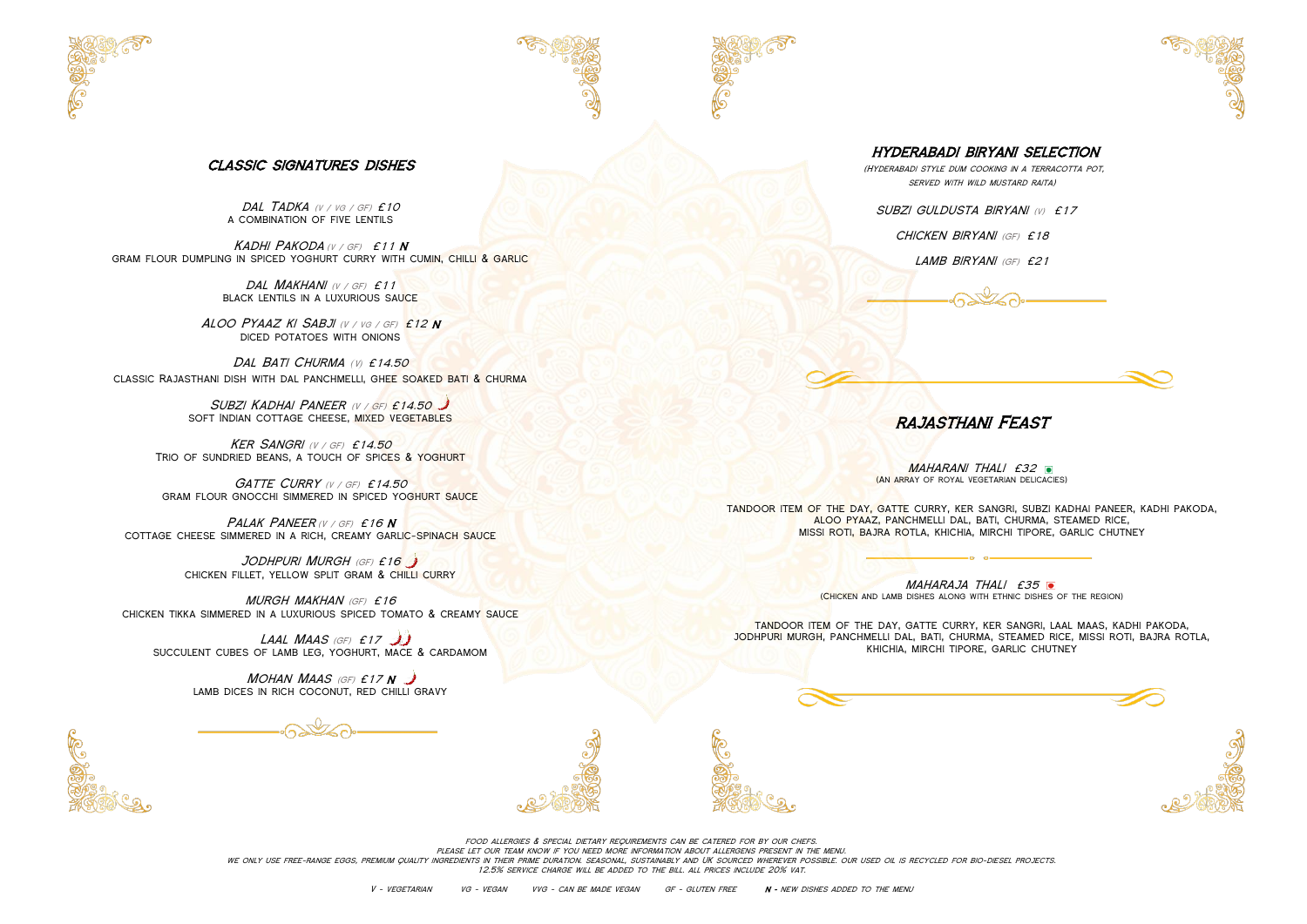## Classic Signatures Dishes

*Dal Tadka* (V / VG / GF) £10
A combination of five lentils

*Kadhi Pakoda* (V / GF) £11 **N**
Gram flour dumpling in spiced yoghurt curry with cumin, chilli & garlic

*Dal Makhani* (V / GF) £11
Black lentils in a luxurious sauce

*Aloo Pyaaz Ki Sabji* (V / VG / GF) £12 **N**
Diced potatoes with onions

*Dal Bati Churma* (V) £14.50
Classic Rajasthani dish with dal panchmelli, ghee soaked bati & churma

*Subzi Kadhai Paneer* (V / GF) £14.50
Soft Indian cottage cheese, mixed vegetables

*Ker Sangri* (V / GF) £14.50
Trio of sundried beans, a touch of spices & yoghurt

*Gatte Curry* (V / GF) £14.50
Gram flour gnocchi simmered in spiced yoghurt sauce

*Palak Paneer* (V / GF) £16 **N**
Cottage cheese simmered in a rich, creamy garlic-spinach sauce

*Jodhpuri Murgh* (GF) £16
Chicken fillet, yellow split gram & chilli curry

*Murgh Makhan* (GF) £16
Chicken tikka simmered in a luxurious spiced tomato & creamy sauce

*Laal Maas* (GF) £17
Succulent cubes of lamb leg, yoghurt, mace & cardamom

*Mohan Maas* (GF) £17 **N**
Lamb dices in rich coconut, red chilli gravy

## Hyderabadi Biryani Selection

*(Hyderabadi style dum cooking in a terracotta pot, served with wild mustard raita)*

*Subzi Guldusta Biryani* (V) £17

*Chicken Biryani* (GF) £18

*Lamb Biryani* (GF) £21

## Rajasthani Feast

*Maharani Thali* £32
(An array of royal vegetarian delicacies)

Tandoor item of the day, gatte curry, ker sangri, subzi kadhai paneer, kadhi pakoda, aloo pyaaz, panchmelli dal, bati, churma, steamed rice, missi roti, bajra rotla, khichia, mirchi tipore, garlic chutney

*Maharaja Thali* £35
(Chicken and lamb dishes along with ethnic dishes of the region)

Tandoor item of the day, gatte curry, ker sangri, laal maas, kadhi pakoda, jodhpuri murgh, panchmelli dal, bati, churma, steamed rice, missi roti, bajra rotla, khichia, mirchi tipore, garlic chutney

*Food allergies & special dietary requirements can be catered for by our chefs.*
*Please let our team know if you need more information about allergens present in the menu.*
*We only use free-range eggs, premium quality ingredients in their prime duration. Seasonal, sustainably and UK sourced wherever possible. Our used oil is recycled for bio-diesel projects.*
*12.5% service charge will be added to the bill. All prices include 20% VAT.*

V - Vegetarian   VG - Vegan   VVG - Can be made vegan   GF - Gluten free   **N** - New dishes added to the menu